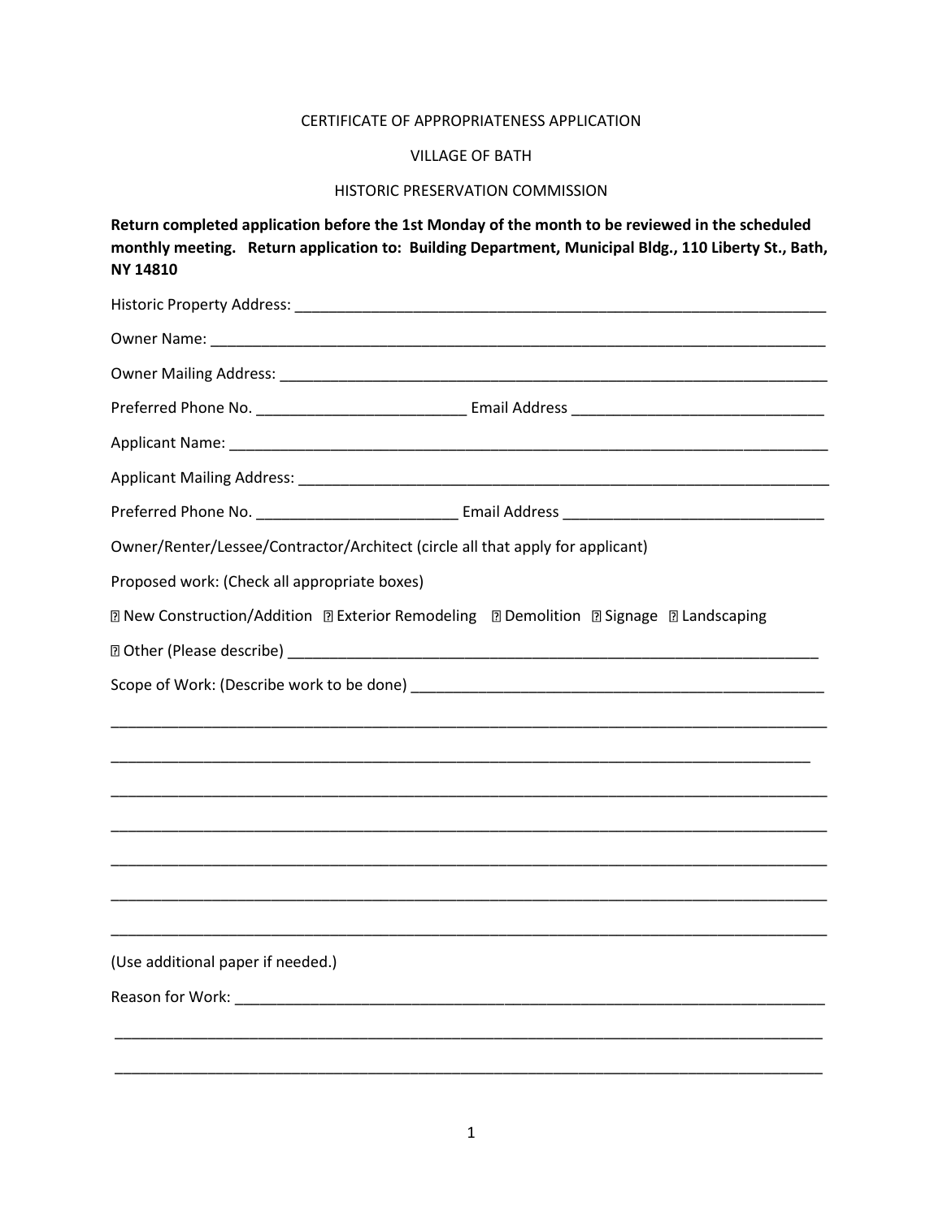CERTIFICATE OF APPROPRIATENESS APPLICATION

VILLAGE OF BATH

HISTORIC PRESERVATION COMMISSION

**Return completed application before the 1st Monday of the month to be reviewed in the scheduled monthly meeting. Return application to: Building Department, Municipal Bldg., 110 Liberty St., Bath, NY 14810**

Historic Property Address: ___________________________________________________________________

Owner Name: ________________________________________________________________________

Owner Mailing Address: ________________________________________________________________

Preferred Phone No. _________________________ Email Address ______________________________

Applicant Name: _____________________________________________________________________

Applicant Mailing Address: _____________________________________________________________

Preferred Phone No. ________________________ Email Address _______________________________

Owner/Renter/Lessee/Contractor/Architect (circle all that apply for applicant)

Proposed work: (Check all appropriate boxes)

☐ New Construction/Addition ☐ Exterior Remodeling ☐ Demolition ☐ Signage ☐ Landscaping

☐ Other (Please describe) ________________________________________________________________

Scope of Work: (Describe work to be done) _________________________________________________

_____________________________________________________________________________________

_____________________________________________________________________________________

_____________________________________________________________________________________

_____________________________________________________________________________________

_____________________________________________________________________________________

_____________________________________________________________________________________

_____________________________________________________________________________________

(Use additional paper if needed.)

Reason for Work: ______________________________________________________________________

_____________________________________________________________________________________

_____________________________________________________________________________________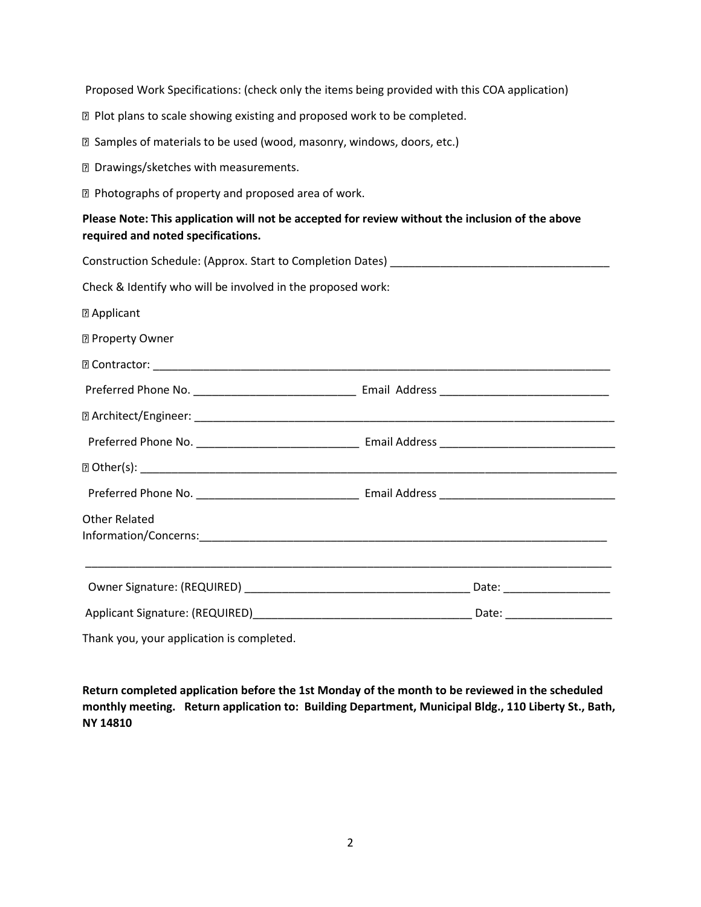Proposed Work Specifications: (check only the items being provided with this COA application)

☐ Plot plans to scale showing existing and proposed work to be completed.

☐ Samples of materials to be used (wood, masonry, windows, doors, etc.)

☐ Drawings/sketches with measurements.

☐ Photographs of property and proposed area of work.

**Please Note: This application will not be accepted for review without the inclusion of the above required and noted specifications.**

Construction Schedule: (Approx. Start to Completion Dates) ___________________________________

Check & Identify who will be involved in the proposed work:

☐ Applicant

☐ Property Owner

☐ Contractor: ___________________________________________________________________________

Preferred Phone No. __________________________ Email Address ___________________________

☐ Architect/Engineer: _____________________________________________________________________

Preferred Phone No. __________________________ Email Address ____________________________

☐ Other(s): _____________________________________________________________________________

Preferred Phone No. __________________________ Email Address ____________________________

Other Related Information/Concerns:_____________________________________________________________________

_________________________________________________________________________________________

Owner Signature: (REQUIRED) ____________________________________ Date: _________________

Applicant Signature: (REQUIRED)__________________________________ Date: _________________

Thank you, your application is completed.

**Return completed application before the 1st Monday of the month to be reviewed in the scheduled monthly meeting. Return application to: Building Department, Municipal Bldg., 110 Liberty St., Bath, NY 14810**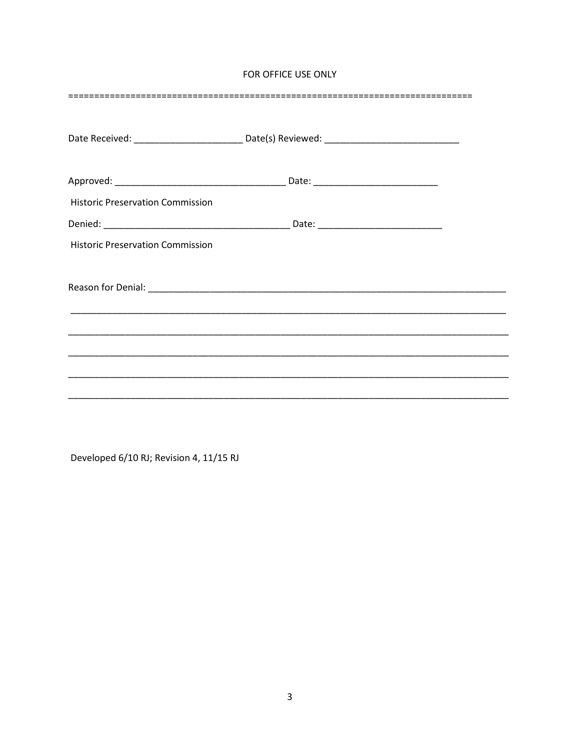FOR OFFICE USE ONLY

==========================================================================

Date Received: ____________________ Date(s) Reviewed: _________________________

Approved: ________________________________ Date: _______________________

Historic Preservation Commission

Denied: __________________________________ Date: _______________________

Historic Preservation Commission

Reason for Denial: ____________________________________________________________________

_________________________________________________________________________________

_________________________________________________________________________________

_________________________________________________________________________________

_________________________________________________________________________________

_________________________________________________________________________________

Developed 6/10 RJ; Revision 4, 11/15 RJ